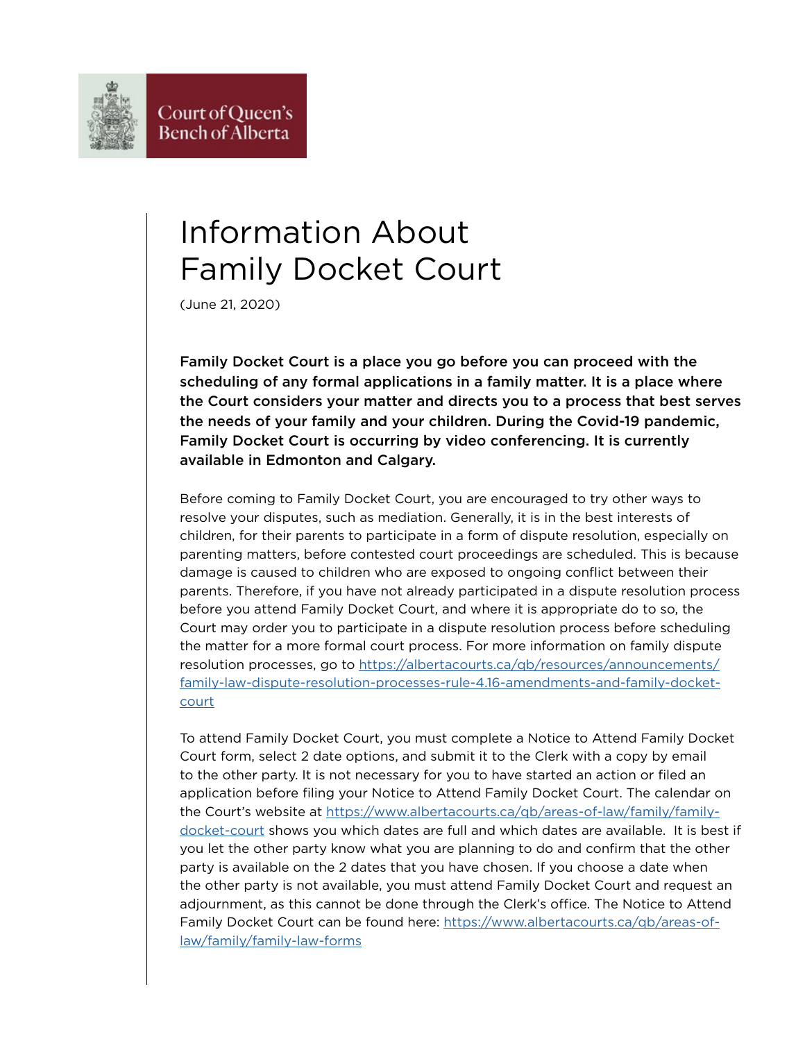Court of Queen's Bench of Alberta

# Information About Family Docket Court

(June 21, 2020)

**Family Docket Court is a place you go before you can proceed with the scheduling of any formal applications in a family matter. It is a place where the Court considers your matter and directs you to a process that best serves the needs of your family and your children. During the Covid-19 pandemic, Family Docket Court is occurring by video conferencing. It is currently available in Edmonton and Calgary.**

Before coming to Family Docket Court, you are encouraged to try other ways to resolve your disputes, such as mediation. Generally, it is in the best interests of children, for their parents to participate in a form of dispute resolution, especially on parenting matters, before contested court proceedings are scheduled. This is because damage is caused to children who are exposed to ongoing conflict between their parents. Therefore, if you have not already participated in a dispute resolution process before you attend Family Docket Court, and where it is appropriate do to so, the Court may order you to participate in a dispute resolution process before scheduling the matter for a more formal court process. For more information on family dispute resolution processes, go to https://albertacourts.ca/qb/resources/announcements/family-law-dispute-resolution-processes-rule-4.16-amendments-and-family-docket-court

To attend Family Docket Court, you must complete a Notice to Attend Family Docket Court form, select 2 date options, and submit it to the Clerk with a copy by email to the other party. It is not necessary for you to have started an action or filed an application before filing your Notice to Attend Family Docket Court. The calendar on the Court's website at https://www.albertacourts.ca/qb/areas-of-law/family/family-docket-court shows you which dates are full and which dates are available. It is best if you let the other party know what you are planning to do and confirm that the other party is available on the 2 dates that you have chosen. If you choose a date when the other party is not available, you must attend Family Docket Court and request an adjournment, as this cannot be done through the Clerk's office. The Notice to Attend Family Docket Court can be found here: https://www.albertacourts.ca/qb/areas-of-law/family/family-law-forms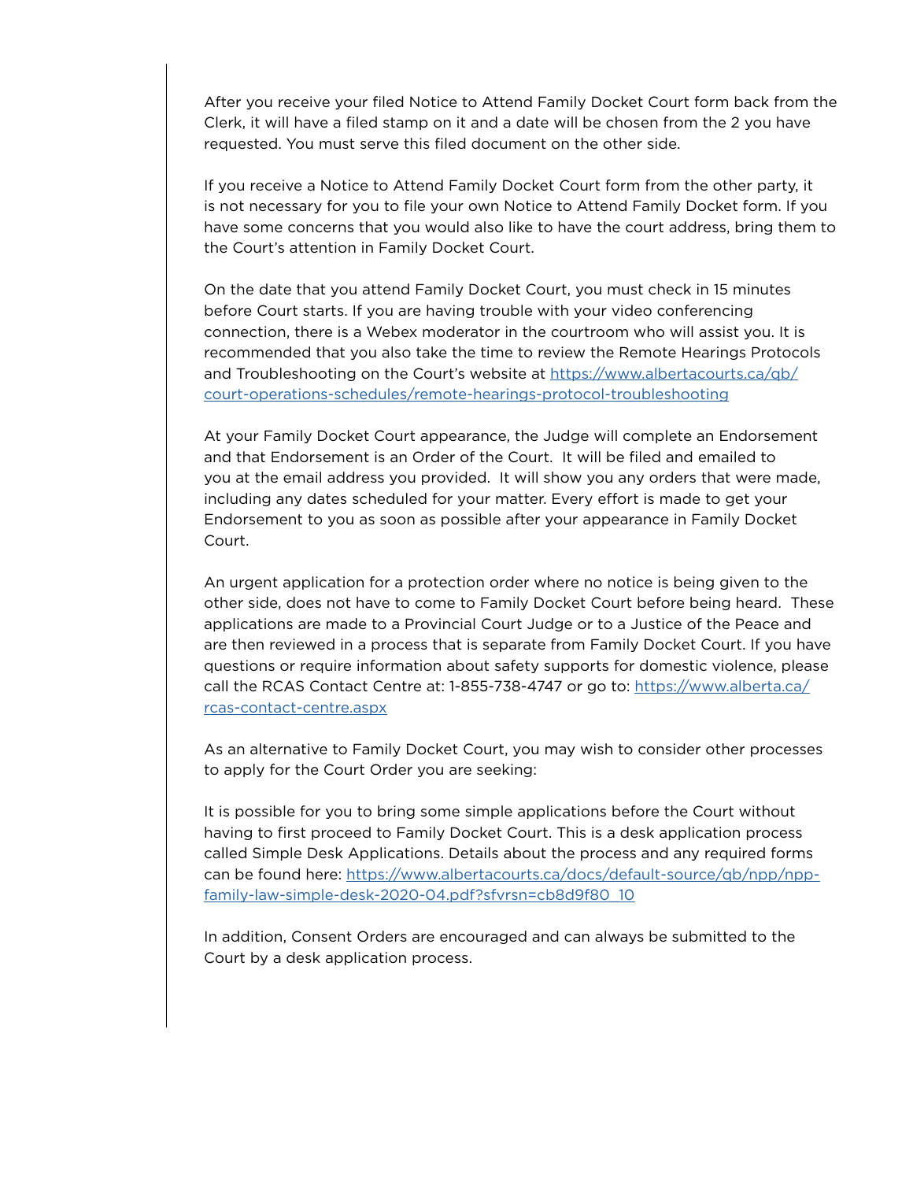After you receive your filed Notice to Attend Family Docket Court form back from the Clerk, it will have a filed stamp on it and a date will be chosen from the 2 you have requested. You must serve this filed document on the other side.

If you receive a Notice to Attend Family Docket Court form from the other party, it is not necessary for you to file your own Notice to Attend Family Docket form. If you have some concerns that you would also like to have the court address, bring them to the Court's attention in Family Docket Court.

On the date that you attend Family Docket Court, you must check in 15 minutes before Court starts. If you are having trouble with your video conferencing connection, there is a Webex moderator in the courtroom who will assist you. It is recommended that you also take the time to review the Remote Hearings Protocols and Troubleshooting on the Court's website at [https://www.albertacourts.ca/qb/court-operations-schedules/remote-hearings-protocol-troubleshooting](https://www.albertacourts.ca/qb/court-operations-schedules/remote-hearings-protocol-troubleshooting)

At your Family Docket Court appearance, the Judge will complete an Endorsement and that Endorsement is an Order of the Court. It will be filed and emailed to you at the email address you provided. It will show you any orders that were made, including any dates scheduled for your matter. Every effort is made to get your Endorsement to you as soon as possible after your appearance in Family Docket Court.

An urgent application for a protection order where no notice is being given to the other side, does not have to come to Family Docket Court before being heard. These applications are made to a Provincial Court Judge or to a Justice of the Peace and are then reviewed in a process that is separate from Family Docket Court. If you have questions or require information about safety supports for domestic violence, please call the RCAS Contact Centre at: 1-855-738-4747 or go to: [https://www.alberta.ca/rcas-contact-centre.aspx](https://www.alberta.ca/rcas-contact-centre.aspx)

As an alternative to Family Docket Court, you may wish to consider other processes to apply for the Court Order you are seeking:

It is possible for you to bring some simple applications before the Court without having to first proceed to Family Docket Court. This is a desk application process called Simple Desk Applications. Details about the process and any required forms can be found here: [https://www.albertacourts.ca/docs/default-source/qb/npp/npp-family-law-simple-desk-2020-04.pdf?sfvrsn=cb8d9f80_10](https://www.albertacourts.ca/docs/default-source/qb/npp/npp-family-law-simple-desk-2020-04.pdf?sfvrsn=cb8d9f80_10)

In addition, Consent Orders are encouraged and can always be submitted to the Court by a desk application process.